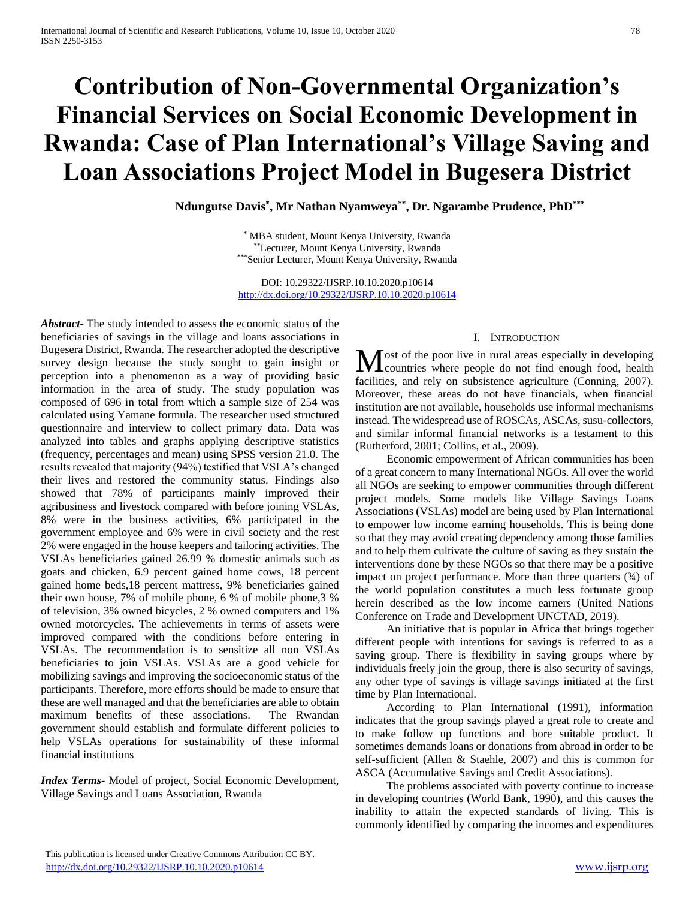# Contribution of Non-Governmental Organization's Financial Services on Social Economic Development in Rwanda: Case of Plan International's Village Saving and Loan Associations Project Model in Bugesera District

**Ndungutse Davis[*], Mr Nathan Nyamweya[**], Dr. Ngarambe Prudence, PhD[***]**

[*] MBA student, Mount Kenya University, Rwanda
[**]Lecturer, Mount Kenya University, Rwanda
[***]Senior Lecturer, Mount Kenya University, Rwanda

DOI: 10.29322/IJSRP.10.10.2020.p10614
http://dx.doi.org/10.29322/IJSRP.10.10.2020.p10614

***Abstract***- The study intended to assess the economic status of the beneficiaries of savings in the village and loans associations in Bugesera District, Rwanda. The researcher adopted the descriptive survey design because the study sought to gain insight or perception into a phenomenon as a way of providing basic information in the area of study. The study population was composed of 696 in total from which a sample size of 254 was calculated using Yamane formula. The researcher used structured questionnaire and interview to collect primary data. Data was analyzed into tables and graphs applying descriptive statistics (frequency, percentages and mean) using SPSS version 21.0. The results revealed that majority (94%) testified that VSLA's changed their lives and restored the community status. Findings also showed that 78% of participants mainly improved their agribusiness and livestock compared with before joining VSLAs, 8% were in the business activities, 6% participated in the government employee and 6% were in civil society and the rest 2% were engaged in the house keepers and tailoring activities. The VSLAs beneficiaries gained 26.99 % domestic animals such as goats and chicken, 6.9 percent gained home cows, 18 percent gained home beds,18 percent mattress, 9% beneficiaries gained their own house, 7% of mobile phone, 6 % of mobile phone,3 % of television, 3% owned bicycles, 2 % owned computers and 1% owned motorcycles. The achievements in terms of assets were improved compared with the conditions before entering in VSLAs. The recommendation is to sensitize all non VSLAs beneficiaries to join VSLAs. VSLAs are a good vehicle for mobilizing savings and improving the socioeconomic status of the participants. Therefore, more efforts should be made to ensure that these are well managed and that the beneficiaries are able to obtain maximum benefits of these associations. The Rwandan government should establish and formulate different policies to help VSLAs operations for sustainability of these informal financial institutions

***Index Terms***- Model of project, Social Economic Development, Village Savings and Loans Association, Rwanda

## I. Introduction

Most of the poor live in rural areas especially in developing countries where people do not find enough food, health facilities, and rely on subsistence agriculture (Conning, 2007). Moreover, these areas do not have financials, when financial institution are not available, households use informal mechanisms instead. The widespread use of ROSCAs, ASCAs, susu-collectors, and similar informal financial networks is a testament to this (Rutherford, 2001; Collins, et al., 2009).

Economic empowerment of African communities has been of a great concern to many International NGOs. All over the world all NGOs are seeking to empower communities through different project models. Some models like Village Savings Loans Associations (VSLAs) model are being used by Plan International to empower low income earning households. This is being done so that they may avoid creating dependency among those families and to help them cultivate the culture of saving as they sustain the interventions done by these NGOs so that there may be a positive impact on project performance. More than three quarters (¾) of the world population constitutes a much less fortunate group herein described as the low income earners (United Nations Conference on Trade and Development UNCTAD, 2019).

An initiative that is popular in Africa that brings together different people with intentions for savings is referred to as a saving group. There is flexibility in saving groups where by individuals freely join the group, there is also security of savings, any other type of savings is village savings initiated at the first time by Plan International.

According to Plan International (1991), information indicates that the group savings played a great role to create and to make follow up functions and bore suitable product. It sometimes demands loans or donations from abroad in order to be self-sufficient (Allen & Staehle, 2007) and this is common for ASCA (Accumulative Savings and Credit Associations).

The problems associated with poverty continue to increase in developing countries (World Bank, 1990), and this causes the inability to attain the expected standards of living. This is commonly identified by comparing the incomes and expenditures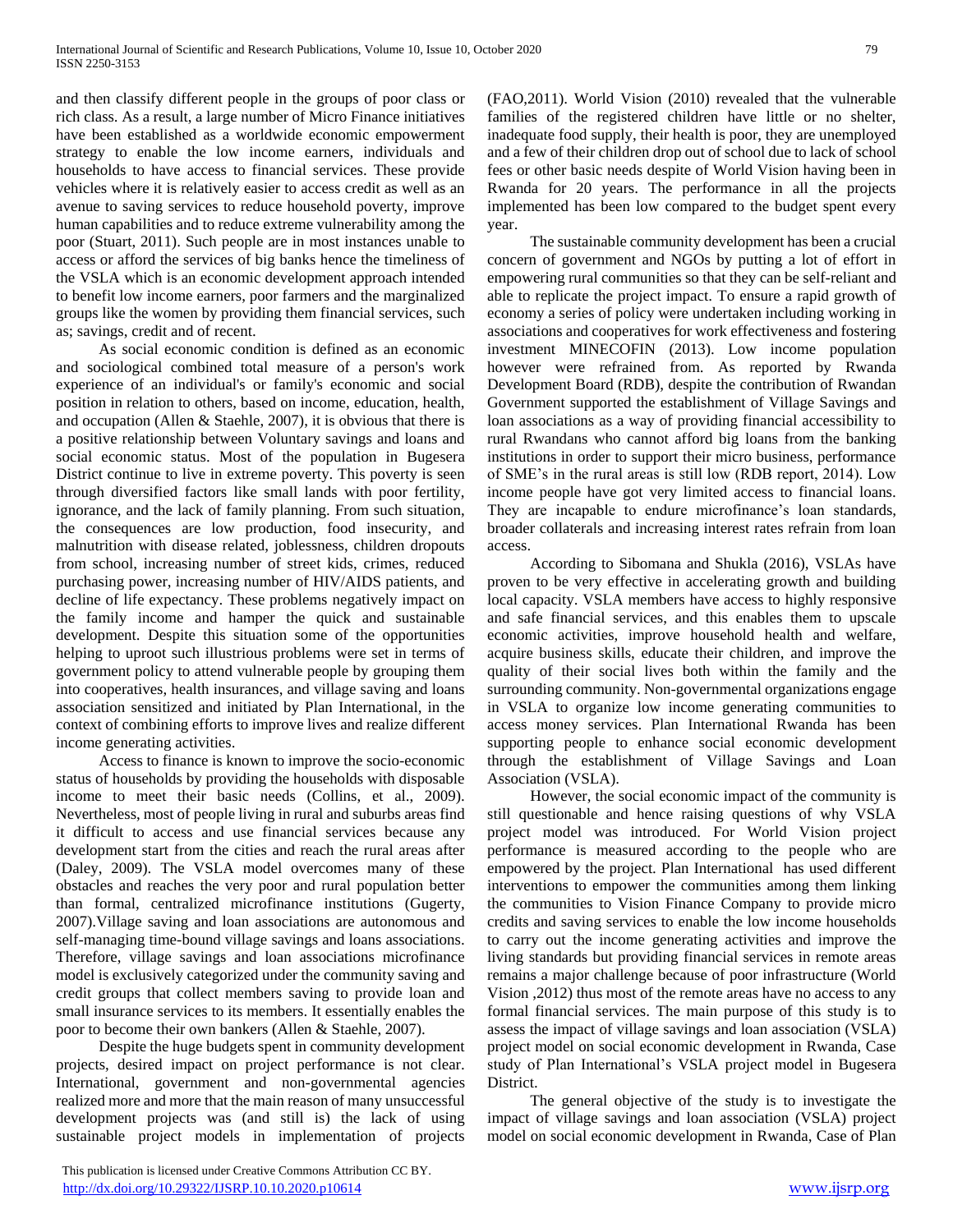and then classify different people in the groups of poor class or rich class. As a result, a large number of Micro Finance initiatives have been established as a worldwide economic empowerment strategy to enable the low income earners, individuals and households to have access to financial services. These provide vehicles where it is relatively easier to access credit as well as an avenue to saving services to reduce household poverty, improve human capabilities and to reduce extreme vulnerability among the poor (Stuart, 2011). Such people are in most instances unable to access or afford the services of big banks hence the timeliness of the VSLA which is an economic development approach intended to benefit low income earners, poor farmers and the marginalized groups like the women by providing them financial services, such as; savings, credit and of recent.

As social economic condition is defined as an economic and sociological combined total measure of a person's work experience of an individual's or family's economic and social position in relation to others, based on income, education, health, and occupation (Allen & Staehle, 2007), it is obvious that there is a positive relationship between Voluntary savings and loans and social economic status. Most of the population in Bugesera District continue to live in extreme poverty. This poverty is seen through diversified factors like small lands with poor fertility, ignorance, and the lack of family planning. From such situation, the consequences are low production, food insecurity, and malnutrition with disease related, joblessness, children dropouts from school, increasing number of street kids, crimes, reduced purchasing power, increasing number of HIV/AIDS patients, and decline of life expectancy. These problems negatively impact on the family income and hamper the quick and sustainable development. Despite this situation some of the opportunities helping to uproot such illustrious problems were set in terms of government policy to attend vulnerable people by grouping them into cooperatives, health insurances, and village saving and loans association sensitized and initiated by Plan International, in the context of combining efforts to improve lives and realize different income generating activities.

Access to finance is known to improve the socio-economic status of households by providing the households with disposable income to meet their basic needs (Collins, et al., 2009). Nevertheless, most of people living in rural and suburbs areas find it difficult to access and use financial services because any development start from the cities and reach the rural areas after (Daley, 2009). The VSLA model overcomes many of these obstacles and reaches the very poor and rural population better than formal, centralized microfinance institutions (Gugerty, 2007).Village saving and loan associations are autonomous and self-managing time-bound village savings and loans associations. Therefore, village savings and loan associations microfinance model is exclusively categorized under the community saving and credit groups that collect members saving to provide loan and small insurance services to its members. It essentially enables the poor to become their own bankers (Allen & Staehle, 2007).

Despite the huge budgets spent in community development projects, desired impact on project performance is not clear. International, government and non-governmental agencies realized more and more that the main reason of many unsuccessful development projects was (and still is) the lack of using sustainable project models in implementation of projects (FAO,2011). World Vision (2010) revealed that the vulnerable families of the registered children have little or no shelter, inadequate food supply, their health is poor, they are unemployed and a few of their children drop out of school due to lack of school fees or other basic needs despite of World Vision having been in Rwanda for 20 years. The performance in all the projects implemented has been low compared to the budget spent every year.

The sustainable community development has been a crucial concern of government and NGOs by putting a lot of effort in empowering rural communities so that they can be self-reliant and able to replicate the project impact. To ensure a rapid growth of economy a series of policy were undertaken including working in associations and cooperatives for work effectiveness and fostering investment MINECOFIN (2013). Low income population however were refrained from. As reported by Rwanda Development Board (RDB), despite the contribution of Rwandan Government supported the establishment of Village Savings and loan associations as a way of providing financial accessibility to rural Rwandans who cannot afford big loans from the banking institutions in order to support their micro business, performance of SME's in the rural areas is still low (RDB report, 2014). Low income people have got very limited access to financial loans. They are incapable to endure microfinance's loan standards, broader collaterals and increasing interest rates refrain from loan access.

According to Sibomana and Shukla (2016), VSLAs have proven to be very effective in accelerating growth and building local capacity. VSLA members have access to highly responsive and safe financial services, and this enables them to upscale economic activities, improve household health and welfare, acquire business skills, educate their children, and improve the quality of their social lives both within the family and the surrounding community. Non-governmental organizations engage in VSLA to organize low income generating communities to access money services. Plan International Rwanda has been supporting people to enhance social economic development through the establishment of Village Savings and Loan Association (VSLA).

However, the social economic impact of the community is still questionable and hence raising questions of why VSLA project model was introduced. For World Vision project performance is measured according to the people who are empowered by the project. Plan International has used different interventions to empower the communities among them linking the communities to Vision Finance Company to provide micro credits and saving services to enable the low income households to carry out the income generating activities and improve the living standards but providing financial services in remote areas remains a major challenge because of poor infrastructure (World Vision ,2012) thus most of the remote areas have no access to any formal financial services. The main purpose of this study is to assess the impact of village savings and loan association (VSLA) project model on social economic development in Rwanda, Case study of Plan International's VSLA project model in Bugesera District.

The general objective of the study is to investigate the impact of village savings and loan association (VSLA) project model on social economic development in Rwanda, Case of Plan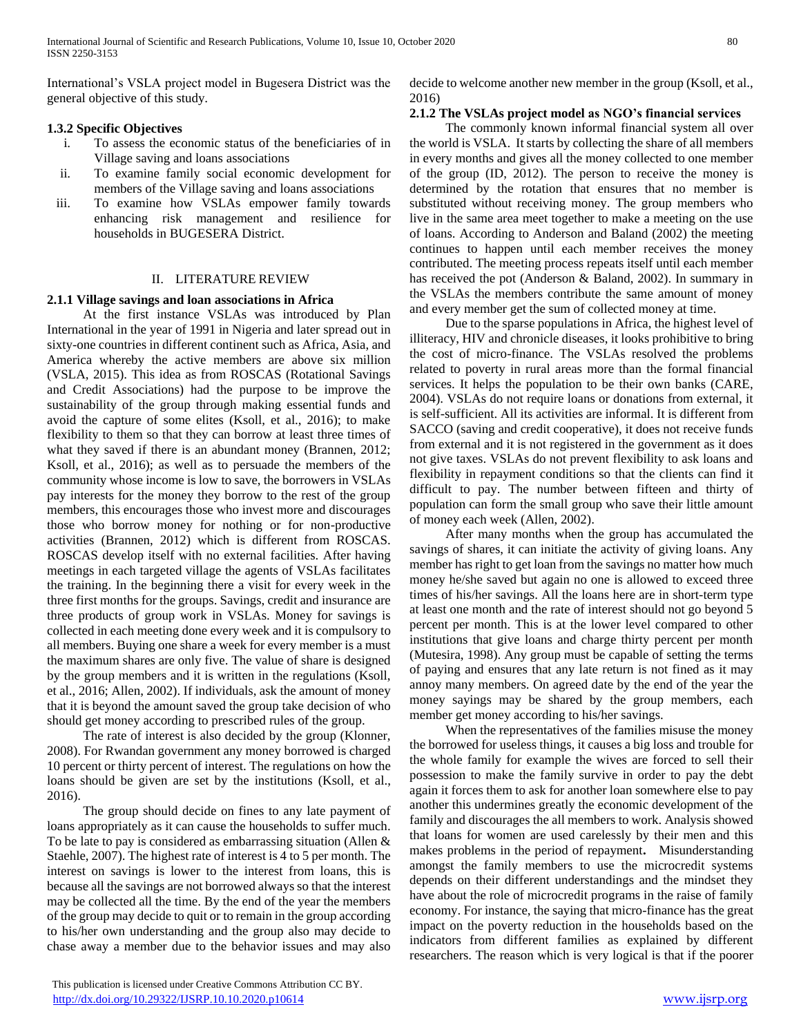International's VSLA project model in Bugesera District was the general objective of this study.

### 1.3.2 Specific Objectives

i. To assess the economic status of the beneficiaries of in Village saving and loans associations
ii. To examine family social economic development for members of the Village saving and loans associations
iii. To examine how VSLAs empower family towards enhancing risk management and resilience for households in BUGESERA District.

## II. LITERATURE REVIEW

### 2.1.1 Village savings and loan associations in Africa

At the first instance VSLAs was introduced by Plan International in the year of 1991 in Nigeria and later spread out in sixty-one countries in different continent such as Africa, Asia, and America whereby the active members are above six million (VSLA, 2015). This idea as from ROSCAS (Rotational Savings and Credit Associations) had the purpose to be improve the sustainability of the group through making essential funds and avoid the capture of some elites (Ksoll, et al., 2016); to make flexibility to them so that they can borrow at least three times of what they saved if there is an abundant money (Brannen, 2012; Ksoll, et al., 2016); as well as to persuade the members of the community whose income is low to save, the borrowers in VSLAs pay interests for the money they borrow to the rest of the group members, this encourages those who invest more and discourages those who borrow money for nothing or for non-productive activities (Brannen, 2012) which is different from ROSCAS. ROSCAS develop itself with no external facilities. After having meetings in each targeted village the agents of VSLAs facilitates the training. In the beginning there a visit for every week in the three first months for the groups. Savings, credit and insurance are three products of group work in VSLAs. Money for savings is collected in each meeting done every week and it is compulsory to all members. Buying one share a week for every member is a must the maximum shares are only five. The value of share is designed by the group members and it is written in the regulations (Ksoll, et al., 2016; Allen, 2002). If individuals, ask the amount of money that it is beyond the amount saved the group take decision of who should get money according to prescribed rules of the group.

The rate of interest is also decided by the group (Klonner, 2008). For Rwandan government any money borrowed is charged 10 percent or thirty percent of interest. The regulations on how the loans should be given are set by the institutions (Ksoll, et al., 2016).

The group should decide on fines to any late payment of loans appropriately as it can cause the households to suffer much. To be late to pay is considered as embarrassing situation (Allen & Staehle, 2007). The highest rate of interest is 4 to 5 per month. The interest on savings is lower to the interest from loans, this is because all the savings are not borrowed always so that the interest may be collected all the time. By the end of the year the members of the group may decide to quit or to remain in the group according to his/her own understanding and the group also may decide to chase away a member due to the behavior issues and may also decide to welcome another new member in the group (Ksoll, et al., 2016)

### 2.1.2 The VSLAs project model as NGO's financial services

The commonly known informal financial system all over the world is VSLA. It starts by collecting the share of all members in every months and gives all the money collected to one member of the group (ID, 2012). The person to receive the money is determined by the rotation that ensures that no member is substituted without receiving money. The group members who live in the same area meet together to make a meeting on the use of loans. According to Anderson and Baland (2002) the meeting continues to happen until each member receives the money contributed. The meeting process repeats itself until each member has received the pot (Anderson & Baland, 2002). In summary in the VSLAs the members contribute the same amount of money and every member get the sum of collected money at time.

Due to the sparse populations in Africa, the highest level of illiteracy, HIV and chronicle diseases, it looks prohibitive to bring the cost of micro-finance. The VSLAs resolved the problems related to poverty in rural areas more than the formal financial services. It helps the population to be their own banks (CARE, 2004). VSLAs do not require loans or donations from external, it is self-sufficient. All its activities are informal. It is different from SACCO (saving and credit cooperative), it does not receive funds from external and it is not registered in the government as it does not give taxes. VSLAs do not prevent flexibility to ask loans and flexibility in repayment conditions so that the clients can find it difficult to pay. The number between fifteen and thirty of population can form the small group who save their little amount of money each week (Allen, 2002).

After many months when the group has accumulated the savings of shares, it can initiate the activity of giving loans. Any member has right to get loan from the savings no matter how much money he/she saved but again no one is allowed to exceed three times of his/her savings. All the loans here are in short-term type at least one month and the rate of interest should not go beyond 5 percent per month. This is at the lower level compared to other institutions that give loans and charge thirty percent per month (Mutesira, 1998). Any group must be capable of setting the terms of paying and ensures that any late return is not fined as it may annoy many members. On agreed date by the end of the year the money sayings may be shared by the group members, each member get money according to his/her savings.

When the representatives of the families misuse the money the borrowed for useless things, it causes a big loss and trouble for the whole family for example the wives are forced to sell their possession to make the family survive in order to pay the debt again it forces them to ask for another loan somewhere else to pay another this undermines greatly the economic development of the family and discourages the all members to work. Analysis showed that loans for women are used carelessly by their men and this makes problems in the period of repayment**.** Misunderstanding amongst the family members to use the microcredit systems depends on their different understandings and the mindset they have about the role of microcredit programs in the raise of family economy. For instance, the saying that micro-finance has the great impact on the poverty reduction in the households based on the indicators from different families as explained by different researchers. The reason which is very logical is that if the poorer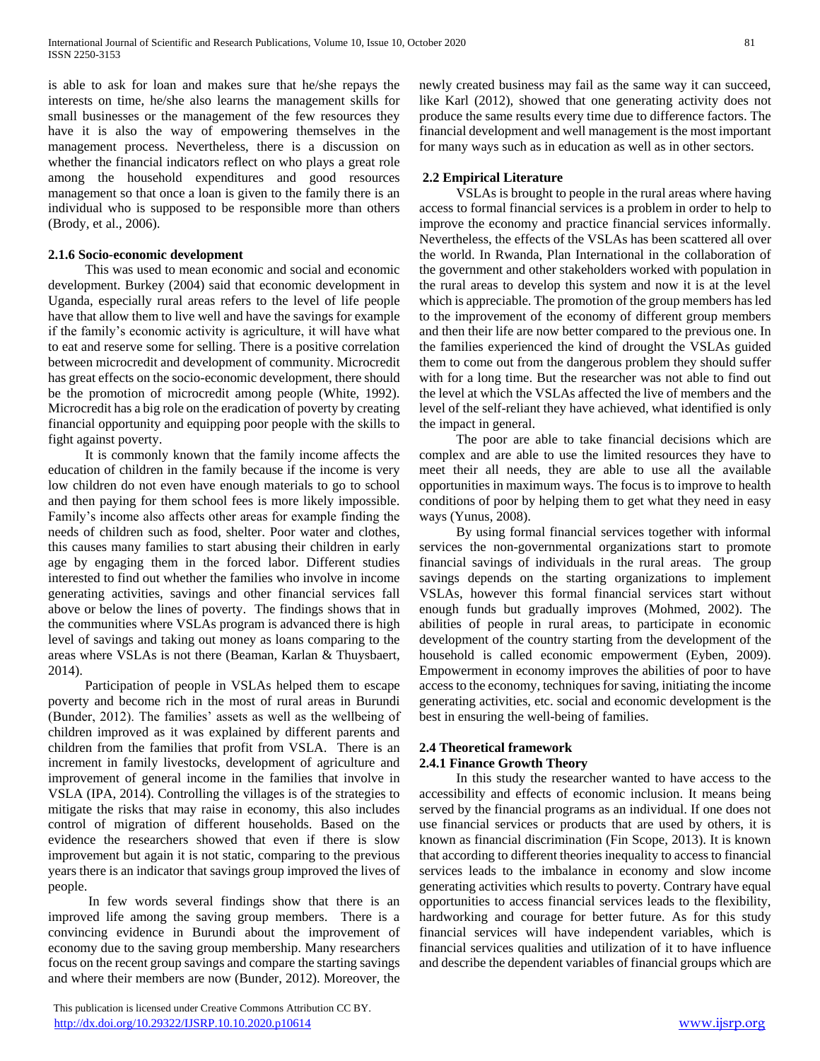is able to ask for loan and makes sure that he/she repays the interests on time, he/she also learns the management skills for small businesses or the management of the few resources they have it is also the way of empowering themselves in the management process. Nevertheless, there is a discussion on whether the financial indicators reflect on who plays a great role among the household expenditures and good resources management so that once a loan is given to the family there is an individual who is supposed to be responsible more than others (Brody, et al., 2006).

### 2.1.6 Socio-economic development

This was used to mean economic and social and economic development. Burkey (2004) said that economic development in Uganda, especially rural areas refers to the level of life people have that allow them to live well and have the savings for example if the family's economic activity is agriculture, it will have what to eat and reserve some for selling. There is a positive correlation between microcredit and development of community. Microcredit has great effects on the socio-economic development, there should be the promotion of microcredit among people (White, 1992). Microcredit has a big role on the eradication of poverty by creating financial opportunity and equipping poor people with the skills to fight against poverty.

It is commonly known that the family income affects the education of children in the family because if the income is very low children do not even have enough materials to go to school and then paying for them school fees is more likely impossible. Family's income also affects other areas for example finding the needs of children such as food, shelter. Poor water and clothes, this causes many families to start abusing their children in early age by engaging them in the forced labor. Different studies interested to find out whether the families who involve in income generating activities, savings and other financial services fall above or below the lines of poverty. The findings shows that in the communities where VSLAs program is advanced there is high level of savings and taking out money as loans comparing to the areas where VSLAs is not there (Beaman, Karlan & Thuysbaert, 2014).

Participation of people in VSLAs helped them to escape poverty and become rich in the most of rural areas in Burundi (Bunder, 2012). The families' assets as well as the wellbeing of children improved as it was explained by different parents and children from the families that profit from VSLA. There is an increment in family livestocks, development of agriculture and improvement of general income in the families that involve in VSLA (IPA, 2014). Controlling the villages is of the strategies to mitigate the risks that may raise in economy, this also includes control of migration of different households. Based on the evidence the researchers showed that even if there is slow improvement but again it is not static, comparing to the previous years there is an indicator that savings group improved the lives of people.

In few words several findings show that there is an improved life among the saving group members. There is a convincing evidence in Burundi about the improvement of economy due to the saving group membership. Many researchers focus on the recent group savings and compare the starting savings and where their members are now (Bunder, 2012). Moreover, the newly created business may fail as the same way it can succeed, like Karl (2012), showed that one generating activity does not produce the same results every time due to difference factors. The financial development and well management is the most important for many ways such as in education as well as in other sectors.

## 2.2 Empirical Literature

VSLAs is brought to people in the rural areas where having access to formal financial services is a problem in order to help to improve the economy and practice financial services informally. Nevertheless, the effects of the VSLAs has been scattered all over the world. In Rwanda, Plan International in the collaboration of the government and other stakeholders worked with population in the rural areas to develop this system and now it is at the level which is appreciable. The promotion of the group members has led to the improvement of the economy of different group members and then their life are now better compared to the previous one. In the families experienced the kind of drought the VSLAs guided them to come out from the dangerous problem they should suffer with for a long time. But the researcher was not able to find out the level at which the VSLAs affected the live of members and the level of the self-reliant they have achieved, what identified is only the impact in general.

The poor are able to take financial decisions which are complex and are able to use the limited resources they have to meet their all needs, they are able to use all the available opportunities in maximum ways. The focus is to improve to health conditions of poor by helping them to get what they need in easy ways (Yunus, 2008).

By using formal financial services together with informal services the non-governmental organizations start to promote financial savings of individuals in the rural areas. The group savings depends on the starting organizations to implement VSLAs, however this formal financial services start without enough funds but gradually improves (Mohmed, 2002). The abilities of people in rural areas, to participate in economic development of the country starting from the development of the household is called economic empowerment (Eyben, 2009). Empowerment in economy improves the abilities of poor to have access to the economy, techniques for saving, initiating the income generating activities, etc. social and economic development is the best in ensuring the well-being of families.

## 2.4 Theoretical framework

### 2.4.1 Finance Growth Theory

In this study the researcher wanted to have access to the accessibility and effects of economic inclusion. It means being served by the financial programs as an individual. If one does not use financial services or products that are used by others, it is known as financial discrimination (Fin Scope, 2013). It is known that according to different theories inequality to access to financial services leads to the imbalance in economy and slow income generating activities which results to poverty. Contrary have equal opportunities to access financial services leads to the flexibility, hardworking and courage for better future. As for this study financial services will have independent variables, which is financial services qualities and utilization of it to have influence and describe the dependent variables of financial groups which are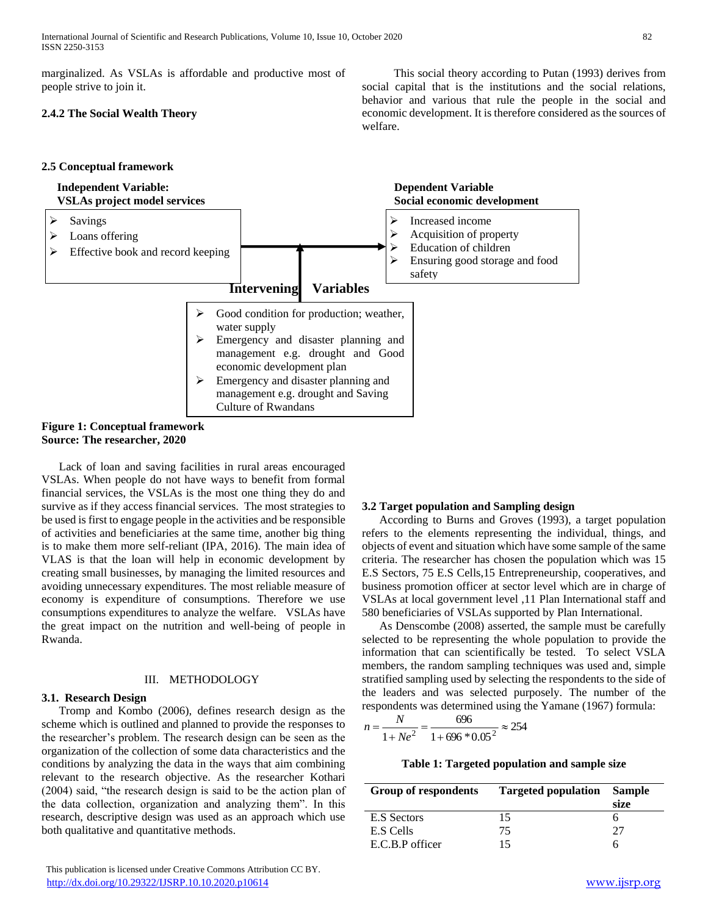marginalized. As VSLAs is affordable and productive most of people strive to join it.

### 2.4.2 The Social Wealth Theory

This social theory according to Putan (1993) derives from social capital that is the institutions and the social relations, behavior and various that rule the people in the social and economic development. It is therefore considered as the sources of welfare.

## 2.5 Conceptual framework

**Independent Variable: VSLAs project model services**

- Savings
- Loans offering
- Effective book and record keeping

**Dependent Variable Social economic development**

- Increased income
- Acquisition of property
- Education of children
- Ensuring good storage and food safety

**Intervening Variables**

- Good condition for production; weather, water supply
- Emergency and disaster planning and management e.g. drought and Good economic development plan
- Emergency and disaster planning and management e.g. drought and Saving Culture of Rwandans

**Figure 1: Conceptual framework**
**Source: The researcher, 2020**

Lack of loan and saving facilities in rural areas encouraged VSLAs. When people do not have ways to benefit from formal financial services, the VSLAs is the most one thing they do and survive as if they access financial services. The most strategies to be used is first to engage people in the activities and be responsible of activities and beneficiaries at the same time, another big thing is to make them more self-reliant (IPA, 2016). The main idea of VLAS is that the loan will help in economic development by creating small businesses, by managing the limited resources and avoiding unnecessary expenditures. The most reliable measure of economy is expenditure of consumptions. Therefore we use consumptions expenditures to analyze the welfare. VSLAs have the great impact on the nutrition and well-being of people in Rwanda.

# III. METHODOLOGY

## 3.1. Research Design

Tromp and Kombo (2006), defines research design as the scheme which is outlined and planned to provide the responses to the researcher's problem. The research design can be seen as the organization of the collection of some data characteristics and the conditions by analyzing the data in the ways that aim combining relevant to the research objective. As the researcher Kothari (2004) said, "the research design is said to be the action plan of the data collection, organization and analyzing them". In this research, descriptive design was used as an approach which use both qualitative and quantitative methods.

## 3.2 Target population and Sampling design

According to Burns and Groves (1993), a target population refers to the elements representing the individual, things, and objects of event and situation which have some sample of the same criteria. The researcher has chosen the population which was 15 E.S Sectors, 75 E.S Cells,15 Entrepreneurship, cooperatives, and business promotion officer at sector level which are in charge of VSLAs at local government level ,11 Plan International staff and 580 beneficiaries of VSLAs supported by Plan International.

As Denscombe (2008) asserted, the sample must be carefully selected to be representing the whole population to provide the information that can scientifically be tested. To select VSLA members, the random sampling techniques was used and, simple stratified sampling used by selecting the respondents to the side of the leaders and was selected purposely. The number of the respondents was determined using the Yamane (1967) formula:

$$n = \frac{N}{1+Ne^2} = \frac{696}{1+696*0.05^2} \approx 254$$

**Table 1: Targeted population and sample size**

| Group of respondents | Targeted population | Sample size |
|---|---|---|
| E.S Sectors | 15 | 6 |
| E.S Cells | 75 | 27 |
| E.C.B.P officer | 15 | 6 |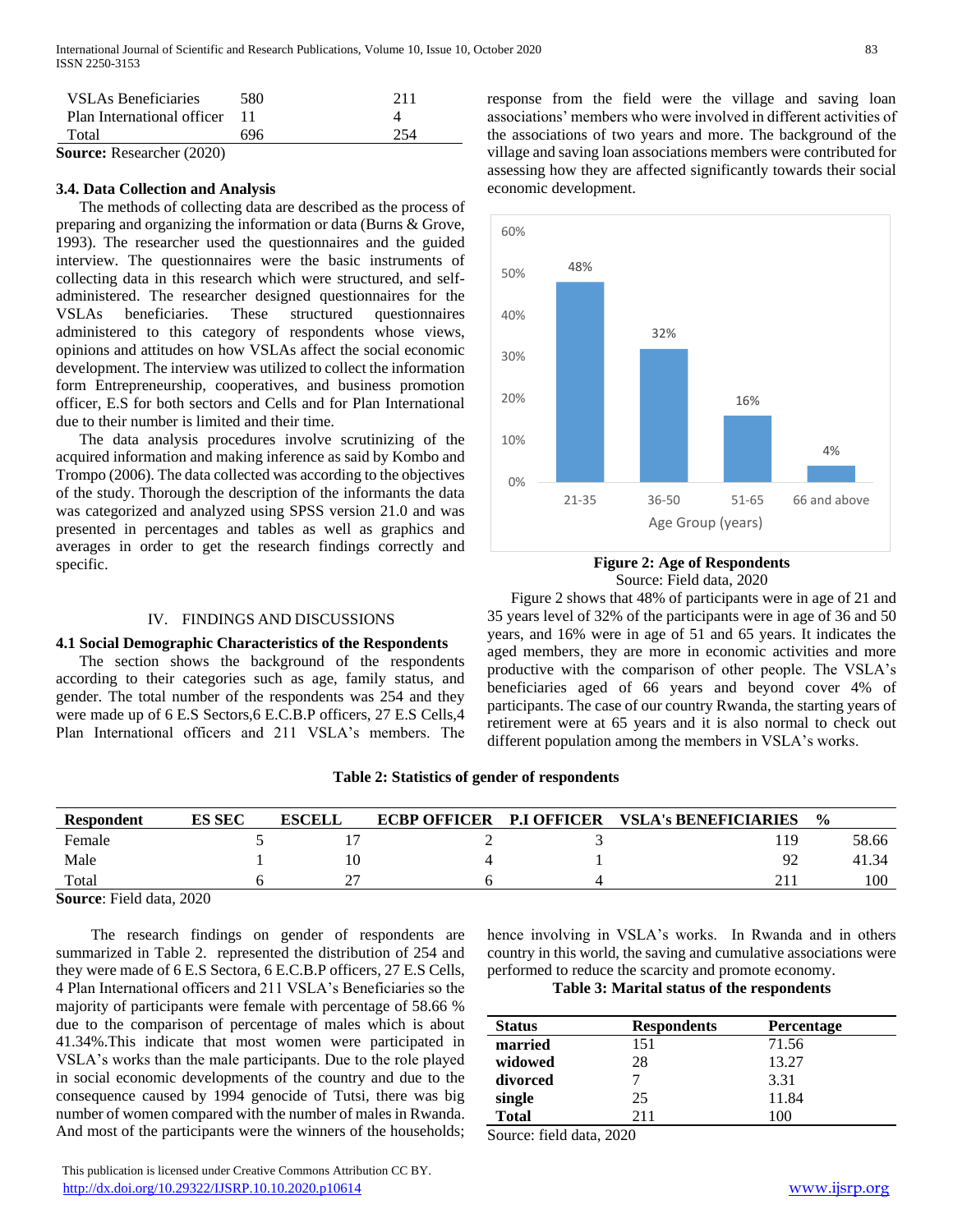| | | |
|---|---|---|
| VSLAs Beneficiaries | 580 | 211 |
| Plan International officer | 11 | 4 |
| Total | 696 | 254 |

**Source:** Researcher (2020)

### 3.4. Data Collection and Analysis

The methods of collecting data are described as the process of preparing and organizing the information or data (Burns & Grove, 1993). The researcher used the questionnaires and the guided interview. The questionnaires were the basic instruments of collecting data in this research which were structured, and self-administered. The researcher designed questionnaires for the VSLAs beneficiaries. These structured questionnaires administered to this category of respondents whose views, opinions and attitudes on how VSLAs affect the social economic development. The interview was utilized to collect the information form Entrepreneurship, cooperatives, and business promotion officer, E.S for both sectors and Cells and for Plan International due to their number is limited and their time.

The data analysis procedures involve scrutinizing of the acquired information and making inference as said by Kombo and Trompo (2006). The data collected was according to the objectives of the study. Thorough the description of the informants the data was categorized and analyzed using SPSS version 21.0 and was presented in percentages and tables as well as graphics and averages in order to get the research findings correctly and specific.

## IV. FINDINGS AND DISCUSSIONS

### 4.1 Social Demographic Characteristics of the Respondents

The section shows the background of the respondents according to their categories such as age, family status, and gender. The total number of the respondents was 254 and they were made up of 6 E.S Sectors,6 E.C.B.P officers, 27 E.S Cells,4 Plan International officers and 211 VSLA's members. The response from the field were the village and saving loan associations' members who were involved in different activities of the associations of two years and more. The background of the village and saving loan associations members were contributed for assessing how they are affected significantly towards their social economic development.

60%
50%
40%
30%
20%
10%
0%
48%
32%
16%
4%
21-35
36-50
51-65
66 and above
Age Group (years)

**Figure 2: Age of Respondents**

Source: Field data, 2020

Figure 2 shows that 48% of participants were in age of 21 and 35 years level of 32% of the participants were in age of 36 and 50 years, and 16% were in age of 51 and 65 years. It indicates the aged members, they are more in economic activities and more productive with the comparison of other people. The VSLA's beneficiaries aged of 66 years and beyond cover 4% of participants. The case of our country Rwanda, the starting years of retirement were at 65 years and it is also normal to check out different population among the members in VSLA's works.

**Table 2: Statistics of gender of respondents**

| Respondent | ES SEC | ESCELL | ECBP OFFICER | P.I OFFICER | VSLA's BENEFICIARIES | % |
|---|---|---|---|---|---|---|
| Female | 5 | 17 | 2 | 3 | 119 | 58.66 |
| Male | 1 | 10 | 4 | 1 | 92 | 41.34 |
| Total | 6 | 27 | 6 | 4 | 211 | 100 |

**Source**: Field data, 2020

The research findings on gender of respondents are summarized in Table 2. represented the distribution of 254 and they were made of 6 E.S Sectora, 6 E.C.B.P officers, 27 E.S Cells, 4 Plan International officers and 211 VSLA's Beneficiaries so the majority of participants were female with percentage of 58.66 % due to the comparison of percentage of males which is about 41.34%.This indicate that most women were participated in VSLA's works than the male participants. Due to the role played in social economic developments of the country and due to the consequence caused by 1994 genocide of Tutsi, there was big number of women compared with the number of males in Rwanda. And most of the participants were the winners of the households; hence involving in VSLA's works. In Rwanda and in others country in this world, the saving and cumulative associations were performed to reduce the scarcity and promote economy.

**Table 3: Marital status of the respondents**

| Status | Respondents | Percentage |
|---|---|---|
| **married** | 151 | 71.56 |
| **widowed** | 28 | 13.27 |
| **divorced** | 7 | 3.31 |
| **single** | 25 | 11.84 |
| **Total** | 211 | 100 |

Source: field data, 2020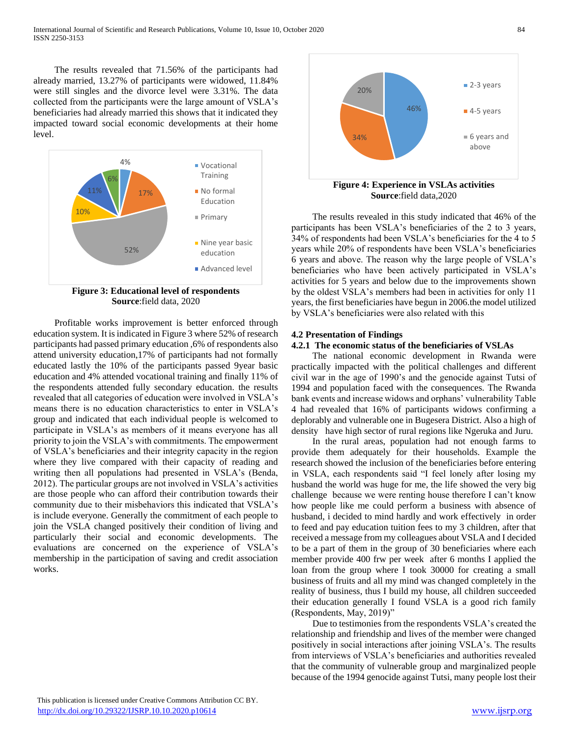The results revealed that 71.56% of the participants had already married, 13.27% of participants were widowed, 11.84% were still singles and the divorce level were 3.31%. The data collected from the participants were the large amount of VSLA's beneficiaries had already married this shows that it indicated they impacted toward social economic developments at their home level.

4%
6%
11%
17%
10%
52%
Vocational Training
No formal Education
Primary
Nine year basic education
Advanced level

**Figure 3: Educational level of respondents**
**Source**:field data, 2020

Profitable works improvement is better enforced through education system. It is indicated in Figure 3 where 52% of research participants had passed primary education ,6% of respondents also attend university education,17% of participants had not formally educated lastly the 10% of the participants passed 9year basic education and 4% attended vocational training and finally 11% of the respondents attended fully secondary education. the results revealed that all categories of education were involved in VSLA's means there is no education characteristics to enter in VSLA's group and indicated that each individual people is welcomed to participate in VSLA's as members of it means everyone has all priority to join the VSLA's with commitments. The empowerment of VSLA's beneficiaries and their integrity capacity in the region where they live compared with their capacity of reading and writing then all populations had presented in VSLA's (Benda, 2012). The particular groups are not involved in VSLA's activities are those people who can afford their contribution towards their community due to their misbehaviors this indicated that VSLA's is include everyone. Generally the commitment of each people to join the VSLA changed positively their condition of living and particularly their social and economic developments. The evaluations are concerned on the experience of VSLA's membership in the participation of saving and credit association works.

20%
46%
34%
2-3 years
4-5 years
6 years and above

**Figure 4: Experience in VSLAs activities**
**Source**:field data,2020

The results revealed in this study indicated that 46% of the participants has been VSLA's beneficiaries of the 2 to 3 years, 34% of respondents had been VSLA's beneficiaries for the 4 to 5 years while 20% of respondents have been VSLA's beneficiaries 6 years and above. The reason why the large people of VSLA's beneficiaries who have been actively participated in VSLA's activities for 5 years and below due to the improvements shown by the oldest VSLA's members had been in activities for only 11 years, the first beneficiaries have begun in 2006.the model utilized by VSLA's beneficiaries were also related with this

### 4.2 Presentation of Findings

#### 4.2.1 The economic status of the beneficiaries of VSLAs

The national economic development in Rwanda were practically impacted with the political challenges and different civil war in the age of 1990's and the genocide against Tutsi of 1994 and population faced with the consequences. The Rwanda bank events and increase widows and orphans' vulnerability Table 4 had revealed that 16% of participants widows confirming a deplorably and vulnerable one in Bugesera District. Also a high of density have high sector of rural regions like Ngeruka and Juru.

In the rural areas, population had not enough farms to provide them adequately for their households. Example the research showed the inclusion of the beneficiaries before entering in VSLA, each respondents said "I feel lonely after losing my husband the world was huge for me, the life showed the very big challenge because we were renting house therefore I can't know how people like me could perform a business with absence of husband, i decided to mind hardly and work effectively in order to feed and pay education tuition fees to my 3 children, after that received a message from my colleagues about VSLA and I decided to be a part of them in the group of 30 beneficiaries where each member provide 400 frw per week after 6 months I applied the loan from the group where I took 30000 for creating a small business of fruits and all my mind was changed completely in the reality of business, thus I build my house, all children succeeded their education generally I found VSLA is a good rich family (Respondents, May, 2019)"

Due to testimonies from the respondents VSLA's created the relationship and friendship and lives of the member were changed positively in social interactions after joining VSLA's. The results from interviews of VSLA's beneficiaries and authorities revealed that the community of vulnerable group and marginalized people because of the 1994 genocide against Tutsi, many people lost their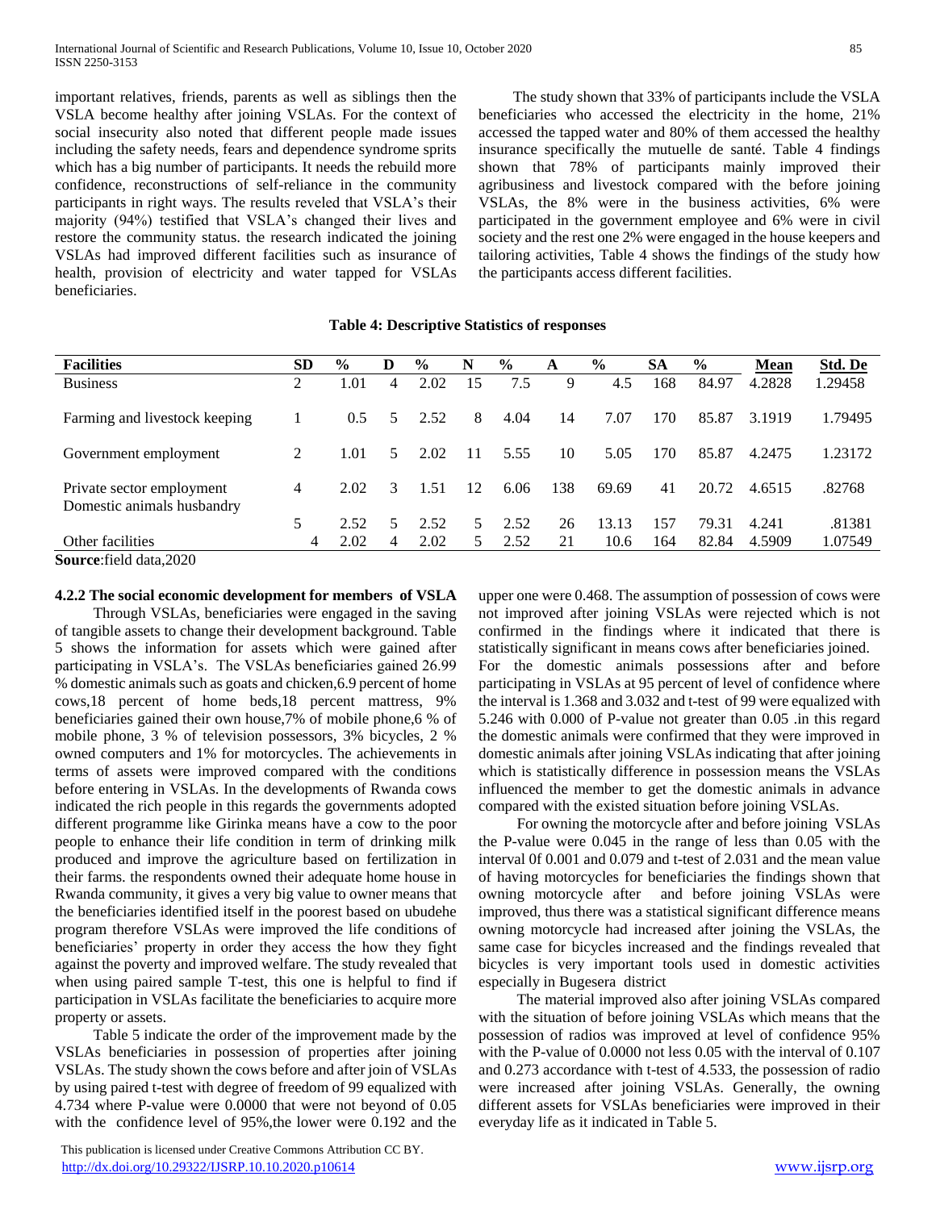important relatives, friends, parents as well as siblings then the VSLA become healthy after joining VSLAs. For the context of social insecurity also noted that different people made issues including the safety needs, fears and dependence syndrome sprits which has a big number of participants. It needs the rebuild more confidence, reconstructions of self-reliance in the community participants in right ways. The results reveled that VSLA's their majority (94%) testified that VSLA's changed their lives and restore the community status. the research indicated the joining VSLAs had improved different facilities such as insurance of health, provision of electricity and water tapped for VSLAs beneficiaries.

The study shown that 33% of participants include the VSLA beneficiaries who accessed the electricity in the home, 21% accessed the tapped water and 80% of them accessed the healthy insurance specifically the mutuelle de santé. Table 4 findings shown that 78% of participants mainly improved their agribusiness and livestock compared with the before joining VSLAs, the 8% were in the business activities, 6% were participated in the government employee and 6% were in civil society and the rest one 2% were engaged in the house keepers and tailoring activities, Table 4 shows the findings of the study how the participants access different facilities.

**Table 4: Descriptive Statistics of responses**

| Facilities | SD | % | D | % | N | % | A | % | SA | % | Mean | Std. De |
|---|---|---|---|---|---|---|---|---|---|---|---|---|
| Business | 2 | 1.01 | 4 | 2.02 | 15 | 7.5 | 9 | 4.5 | 168 | 84.97 | 4.2828 | 1.29458 |
| Farming and livestock keeping | 1 | 0.5 | 5 | 2.52 | 8 | 4.04 | 14 | 7.07 | 170 | 85.87 | 3.1919 | 1.79495 |
| Government employment | 2 | 1.01 | 5 | 2.02 | 11 | 5.55 | 10 | 5.05 | 170 | 85.87 | 4.2475 | 1.23172 |
| Private sector employment | 4 | 2.02 | 3 | 1.51 | 12 | 6.06 | 138 | 69.69 | 41 | 20.72 | 4.6515 | .82768 |
| Domestic animals husbandry | 5 | 2.52 | 5 | 2.52 | 5 | 2.52 | 26 | 13.13 | 157 | 79.31 | 4.241 | .81381 |
| Other facilities | 4 | 2.02 | 4 | 2.02 | 5 | 2.52 | 21 | 10.6 | 164 | 82.84 | 4.5909 | 1.07549 |

**Source**:field data,2020

**4.2.2 The social economic development for members of VSLA**

Through VSLAs, beneficiaries were engaged in the saving of tangible assets to change their development background. Table 5 shows the information for assets which were gained after participating in VSLA's. The VSLAs beneficiaries gained 26.99 % domestic animals such as goats and chicken,6.9 percent of home cows,18 percent of home beds,18 percent mattress, 9% beneficiaries gained their own house,7% of mobile phone,6 % of mobile phone, 3 % of television possessors, 3% bicycles, 2 % owned computers and 1% for motorcycles. The achievements in terms of assets were improved compared with the conditions before entering in VSLAs. In the developments of Rwanda cows indicated the rich people in this regards the governments adopted different programme like Girinka means have a cow to the poor people to enhance their life condition in term of drinking milk produced and improve the agriculture based on fertilization in their farms. the respondents owned their adequate home house in Rwanda community, it gives a very big value to owner means that the beneficiaries identified itself in the poorest based on ubudehe program therefore VSLAs were improved the life conditions of beneficiaries' property in order they access the how they fight against the poverty and improved welfare. The study revealed that when using paired sample T-test, this one is helpful to find if participation in VSLAs facilitate the beneficiaries to acquire more property or assets.

Table 5 indicate the order of the improvement made by the VSLAs beneficiaries in possession of properties after joining VSLAs. The study shown the cows before and after join of VSLAs by using paired t-test with degree of freedom of 99 equalized with 4.734 where P-value were 0.0000 that were not beyond of 0.05 with the confidence level of 95%,the lower were 0.192 and the upper one were 0.468. The assumption of possession of cows were not improved after joining VSLAs were rejected which is not confirmed in the findings where it indicated that there is statistically significant in means cows after beneficiaries joined.

For the domestic animals possessions after and before participating in VSLAs at 95 percent of level of confidence where the interval is 1.368 and 3.032 and t-test of 99 were equalized with 5.246 with 0.000 of P-value not greater than 0.05 .in this regard the domestic animals were confirmed that they were improved in domestic animals after joining VSLAs indicating that after joining which is statistically difference in possession means the VSLAs influenced the member to get the domestic animals in advance compared with the existed situation before joining VSLAs.

For owning the motorcycle after and before joining VSLAs the P-value were 0.045 in the range of less than 0.05 with the interval 0f 0.001 and 0.079 and t-test of 2.031 and the mean value of having motorcycles for beneficiaries the findings shown that owning motorcycle after and before joining VSLAs were improved, thus there was a statistical significant difference means owning motorcycle had increased after joining the VSLAs, the same case for bicycles increased and the findings revealed that bicycles is very important tools used in domestic activities especially in Bugesera district

The material improved also after joining VSLAs compared with the situation of before joining VSLAs which means that the possession of radios was improved at level of confidence 95% with the P-value of 0.0000 not less 0.05 with the interval of 0.107 and 0.273 accordance with t-test of 4.533, the possession of radio were increased after joining VSLAs. Generally, the owning different assets for VSLAs beneficiaries were improved in their everyday life as it indicated in Table 5.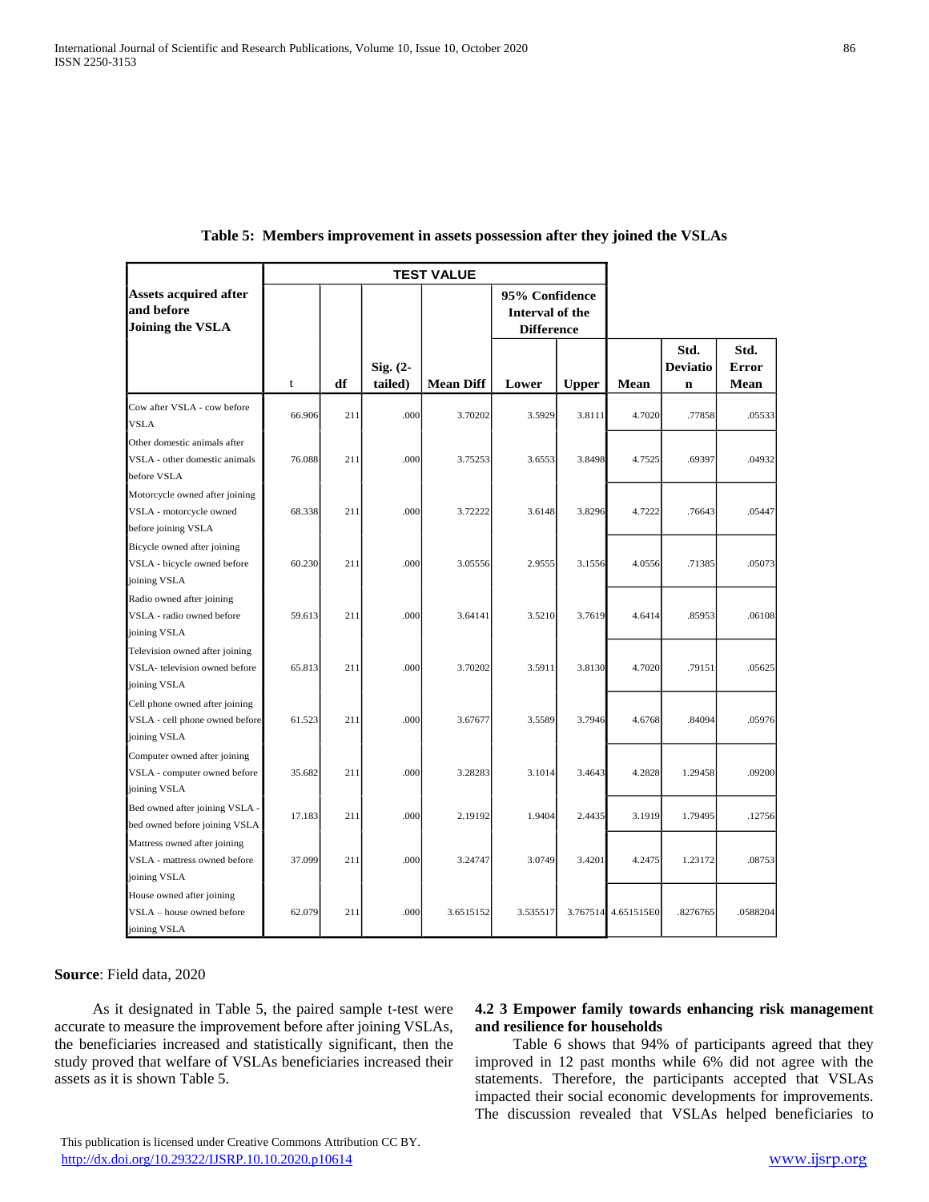**Table 5: Members improvement in assets possession after they joined the VSLAs**

| Assets acquired after and before Joining the VSLA | TEST VALUE | | | | | | | | |
|---|---|---|---|---|---|---|---|---|---|
| | | | | | 95% Confidence Interval of the Difference | | | | |
| | t | df | Sig. (2-tailed) | Mean Diff | Lower | Upper | Mean | Std. Deviation | Std. Error Mean |
| Cow after VSLA - cow before VSLA | 66.906 | 211 | .000 | 3.70202 | 3.5929 | 3.8111 | 4.7020 | .77858 | .05533 |
| Other domestic animals after VSLA - other domestic animals before VSLA | 76.088 | 211 | .000 | 3.75253 | 3.6553 | 3.8498 | 4.7525 | .69397 | .04932 |
| Motorcycle owned after joining VSLA - motorcycle owned before joining VSLA | 68.338 | 211 | .000 | 3.72222 | 3.6148 | 3.8296 | 4.7222 | .76643 | .05447 |
| Bicycle owned after joining VSLA - bicycle owned before joining VSLA | 60.230 | 211 | .000 | 3.05556 | 2.9555 | 3.1556 | 4.0556 | .71385 | .05073 |
| Radio owned after joining VSLA - radio owned before joining VSLA | 59.613 | 211 | .000 | 3.64141 | 3.5210 | 3.7619 | 4.6414 | .85953 | .06108 |
| Television owned after joining VSLA- television owned before joining VSLA | 65.813 | 211 | .000 | 3.70202 | 3.5911 | 3.8130 | 4.7020 | .79151 | .05625 |
| Cell phone owned after joining VSLA - cell phone owned before joining VSLA | 61.523 | 211 | .000 | 3.67677 | 3.5589 | 3.7946 | 4.6768 | .84094 | .05976 |
| Computer owned after joining VSLA - computer owned before joining VSLA | 35.682 | 211 | .000 | 3.28283 | 3.1014 | 3.4643 | 4.2828 | 1.29458 | .09200 |
| Bed owned after joining VSLA - bed owned before joining VSLA | 17.183 | 211 | .000 | 2.19192 | 1.9404 | 2.4435 | 3.1919 | 1.79495 | .12756 |
| Mattress owned after joining VSLA - mattress owned before joining VSLA | 37.099 | 211 | .000 | 3.24747 | 3.0749 | 3.4201 | 4.2475 | 1.23172 | .08753 |
| House owned after joining VSLA – house owned before joining VSLA | 62.079 | 211 | .000 | 3.6515152 | 3.535517 | 3.767514 | 4.651515E0 | .8276765 | .0588204 |

**Source**: Field data, 2020

As it designated in Table 5, the paired sample t-test were accurate to measure the improvement before after joining VSLAs, the beneficiaries increased and statistically significant, then the study proved that welfare of VSLAs beneficiaries increased their assets as it is shown Table 5.

### 4.2 3 Empower family towards enhancing risk management and resilience for households

Table 6 shows that 94% of participants agreed that they improved in 12 past months while 6% did not agree with the statements. Therefore, the participants accepted that VSLAs impacted their social economic developments for improvements. The discussion revealed that VSLAs helped beneficiaries to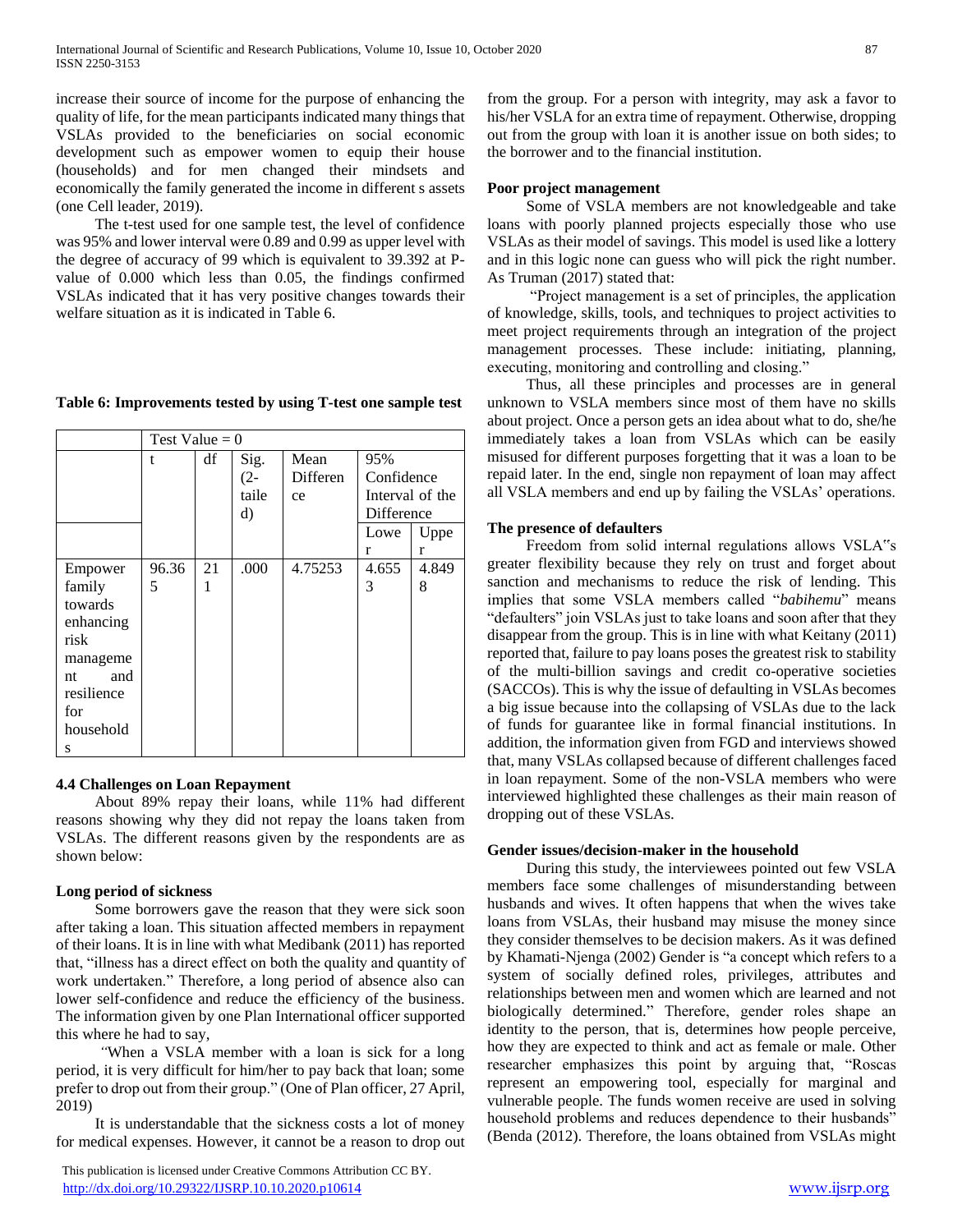increase their source of income for the purpose of enhancing the quality of life, for the mean participants indicated many things that VSLAs provided to the beneficiaries on social economic development such as empower women to equip their house (households) and for men changed their mindsets and economically the family generated the income in different s assets (one Cell leader, 2019).

The t-test used for one sample test, the level of confidence was 95% and lower interval were 0.89 and 0.99 as upper level with the degree of accuracy of 99 which is equivalent to 39.392 at P-value of 0.000 which less than 0.05, the findings confirmed VSLAs indicated that it has very positive changes towards their welfare situation as it is indicated in Table 6.

**Table 6: Improvements tested by using T-test one sample test**

| | Test Value = 0 | | | | | |
|---|---|---|---|---|---|---|
| | t | df | Sig. (2-tailed) | Mean Difference | 95% Confidence Interval of the Difference | |
| | | | | | Lower | Upper |
| Empower family towards enhancing risk management and resilience for households | 96.365 | 211 | .000 | 4.75253 | 4.6553 | 4.8498 |

### 4.4 Challenges on Loan Repayment

About 89% repay their loans, while 11% had different reasons showing why they did not repay the loans taken from VSLAs. The different reasons given by the respondents are as shown below:

**Long period of sickness**

Some borrowers gave the reason that they were sick soon after taking a loan. This situation affected members in repayment of their loans. It is in line with what Medibank (2011) has reported that, "illness has a direct effect on both the quality and quantity of work undertaken." Therefore, a long period of absence also can lower self-confidence and reduce the efficiency of the business. The information given by one Plan International officer supported this where he had to say,

*"When a VSLA member with a loan is sick for a long period, it is very difficult for him/her to pay back that loan; some prefer to drop out from their group."* (One of Plan officer, 27 April, 2019)

It is understandable that the sickness costs a lot of money for medical expenses. However, it cannot be a reason to drop out from the group. For a person with integrity, may ask a favor to his/her VSLA for an extra time of repayment. Otherwise, dropping out from the group with loan it is another issue on both sides; to the borrower and to the financial institution.

**Poor project management**

Some of VSLA members are not knowledgeable and take loans with poorly planned projects especially those who use VSLAs as their model of savings. This model is used like a lottery and in this logic none can guess who will pick the right number. As Truman (2017) stated that:

"Project management is a set of principles, the application of knowledge, skills, tools, and techniques to project activities to meet project requirements through an integration of the project management processes. These include: initiating, planning, executing, monitoring and controlling and closing."

Thus, all these principles and processes are in general unknown to VSLA members since most of them have no skills about project. Once a person gets an idea about what to do, she/he immediately takes a loan from VSLAs which can be easily misused for different purposes forgetting that it was a loan to be repaid later. In the end, single non repayment of loan may affect all VSLA members and end up by failing the VSLAs' operations.

**The presence of defaulters**

Freedom from solid internal regulations allows VSLA"s greater flexibility because they rely on trust and forget about sanction and mechanisms to reduce the risk of lending. This implies that some VSLA members called "*babihemu*" means "defaulters" join VSLAs just to take loans and soon after that they disappear from the group. This is in line with what Keitany (2011) reported that, failure to pay loans poses the greatest risk to stability of the multi-billion savings and credit co-operative societies (SACCOs). This is why the issue of defaulting in VSLAs becomes a big issue because into the collapsing of VSLAs due to the lack of funds for guarantee like in formal financial institutions. In addition, the information given from FGD and interviews showed that, many VSLAs collapsed because of different challenges faced in loan repayment. Some of the non-VSLA members who were interviewed highlighted these challenges as their main reason of dropping out of these VSLAs.

**Gender issues/decision-maker in the household**

During this study, the interviewees pointed out few VSLA members face some challenges of misunderstanding between husbands and wives. It often happens that when the wives take loans from VSLAs, their husband may misuse the money since they consider themselves to be decision makers. As it was defined by Khamati-Njenga (2002) Gender is "a concept which refers to a system of socially defined roles, privileges, attributes and relationships between men and women which are learned and not biologically determined." Therefore, gender roles shape an identity to the person, that is, determines how people perceive, how they are expected to think and act as female or male. Other researcher emphasizes this point by arguing that, "Roscas represent an empowering tool, especially for marginal and vulnerable people. The funds women receive are used in solving household problems and reduces dependence to their husbands" (Benda (2012). Therefore, the loans obtained from VSLAs might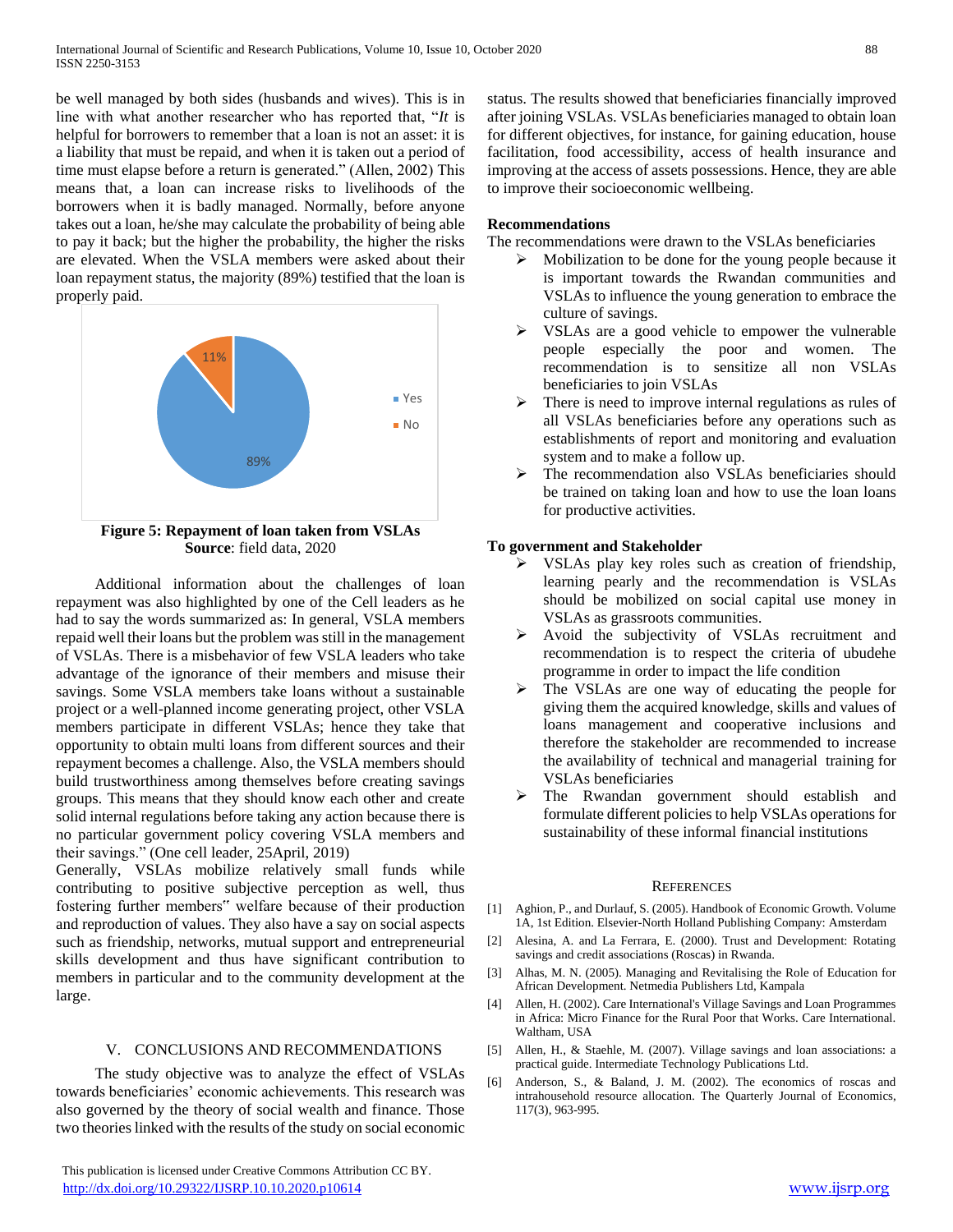be well managed by both sides (husbands and wives). This is in line with what another researcher who has reported that, "*It* is helpful for borrowers to remember that a loan is not an asset: it is a liability that must be repaid, and when it is taken out a period of time must elapse before a return is generated." (Allen, 2002) This means that, a loan can increase risks to livelihoods of the borrowers when it is badly managed. Normally, before anyone takes out a loan, he/she may calculate the probability of being able to pay it back; but the higher the probability, the higher the risks are elevated. When the VSLA members were asked about their loan repayment status, the majority (89%) testified that the loan is properly paid.

11%

89%

Yes

No

**Figure 5: Repayment of loan taken from VSLAs**
**Source**: field data, 2020

Additional information about the challenges of loan repayment was also highlighted by one of the Cell leaders as he had to say the words summarized as: In general, VSLA members repaid well their loans but the problem was still in the management of VSLAs. There is a misbehavior of few VSLA leaders who take advantage of the ignorance of their members and misuse their savings. Some VSLA members take loans without a sustainable project or a well-planned income generating project, other VSLA members participate in different VSLAs; hence they take that opportunity to obtain multi loans from different sources and their repayment becomes a challenge. Also, the VSLA members should build trustworthiness among themselves before creating savings groups. This means that they should know each other and create solid internal regulations before taking any action because there is no particular government policy covering VSLA members and their savings." (One cell leader, 25April, 2019)

Generally, VSLAs mobilize relatively small funds while contributing to positive subjective perception as well, thus fostering further members" welfare because of their production and reproduction of values. They also have a say on social aspects such as friendship, networks, mutual support and entrepreneurial skills development and thus have significant contribution to members in particular and to the community development at the large.

## V. CONCLUSIONS AND RECOMMENDATIONS

The study objective was to analyze the effect of VSLAs towards beneficiaries' economic achievements. This research was also governed by the theory of social wealth and finance. Those two theories linked with the results of the study on social economic status. The results showed that beneficiaries financially improved after joining VSLAs. VSLAs beneficiaries managed to obtain loan for different objectives, for instance, for gaining education, house facilitation, food accessibility, access of health insurance and improving at the access of assets possessions. Hence, they are able to improve their socioeconomic wellbeing.

**Recommendations**

The recommendations were drawn to the VSLAs beneficiaries

- Mobilization to be done for the young people because it is important towards the Rwandan communities and VSLAs to influence the young generation to embrace the culture of savings.
- VSLAs are a good vehicle to empower the vulnerable people especially the poor and women. The recommendation is to sensitize all non VSLAs beneficiaries to join VSLAs
- There is need to improve internal regulations as rules of all VSLAs beneficiaries before any operations such as establishments of report and monitoring and evaluation system and to make a follow up.
- The recommendation also VSLAs beneficiaries should be trained on taking loan and how to use the loan loans for productive activities.

**To government and Stakeholder**

- VSLAs play key roles such as creation of friendship, learning pearly and the recommendation is VSLAs should be mobilized on social capital use money in VSLAs as grassroots communities.
- Avoid the subjectivity of VSLAs recruitment and recommendation is to respect the criteria of ubudehe programme in order to impact the life condition
- The VSLAs are one way of educating the people for giving them the acquired knowledge, skills and values of loans management and cooperative inclusions and therefore the stakeholder are recommended to increase the availability of technical and managerial training for VSLAs beneficiaries
- The Rwandan government should establish and formulate different policies to help VSLAs operations for sustainability of these informal financial institutions

## REFERENCES

[1] Aghion, P., and Durlauf, S. (2005). Handbook of Economic Growth. Volume 1A, 1st Edition. Elsevier-North Holland Publishing Company: Amsterdam

[2] Alesina, A. and La Ferrara, E. (2000). Trust and Development: Rotating savings and credit associations (Roscas) in Rwanda.

[3] Alhas, M. N. (2005). Managing and Revitalising the Role of Education for African Development. Netmedia Publishers Ltd, Kampala

[4] Allen, H. (2002). Care International's Village Savings and Loan Programmes in Africa: Micro Finance for the Rural Poor that Works. Care International. Waltham, USA

[5] Allen, H., & Staehle, M. (2007). Village savings and loan associations: a practical guide. Intermediate Technology Publications Ltd.

[6] Anderson, S., & Baland, J. M. (2002). The economics of roscas and intrahousehold resource allocation. The Quarterly Journal of Economics, 117(3), 963-995.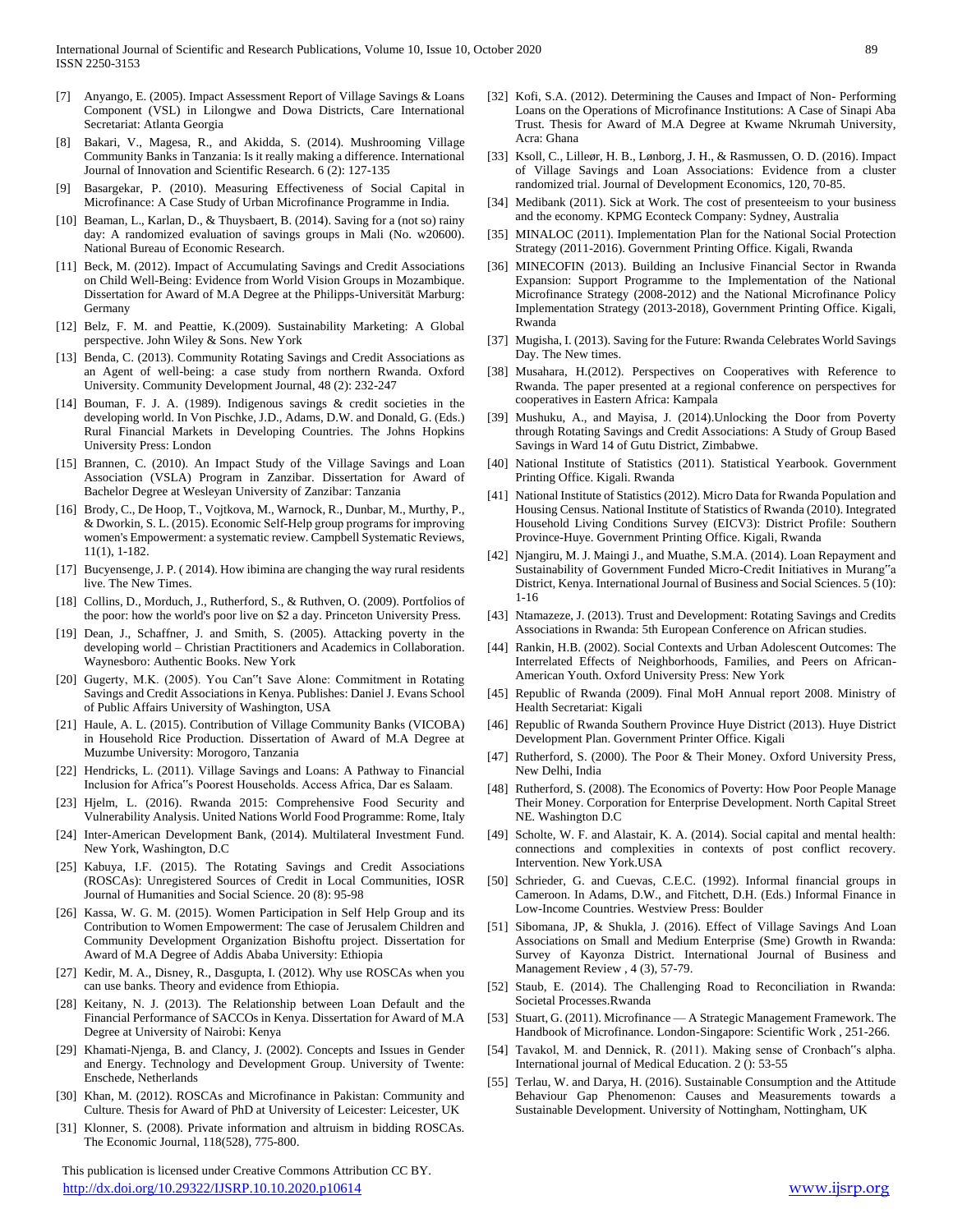[7] Anyango, E. (2005). Impact Assessment Report of Village Savings & Loans Component (VSL) in Lilongwe and Dowa Districts, Care International Secretariat: Atlanta Georgia

[8] Bakari, V., Magesa, R., and Akidda, S. (2014). Mushrooming Village Community Banks in Tanzania: Is it really making a difference. International Journal of Innovation and Scientific Research. 6 (2): 127-135

[9] Basargekar, P. (2010). Measuring Effectiveness of Social Capital in Microfinance: A Case Study of Urban Microfinance Programme in India.

[10] Beaman, L., Karlan, D., & Thuysbaert, B. (2014). Saving for a (not so) rainy day: A randomized evaluation of savings groups in Mali (No. w20600). National Bureau of Economic Research.

[11] Beck, M. (2012). Impact of Accumulating Savings and Credit Associations on Child Well-Being: Evidence from World Vision Groups in Mozambique. Dissertation for Award of M.A Degree at the Philipps-Universität Marburg: Germany

[12] Belz, F. M. and Peattie, K.(2009). Sustainability Marketing: A Global perspective. John Wiley & Sons. New York

[13] Benda, C. (2013). Community Rotating Savings and Credit Associations as an Agent of well-being: a case study from northern Rwanda. Oxford University. Community Development Journal, 48 (2): 232-247

[14] Bouman, F. J. A. (1989). Indigenous savings & credit societies in the developing world. In Von Pischke, J.D., Adams, D.W. and Donald, G. (Eds.) Rural Financial Markets in Developing Countries. The Johns Hopkins University Press: London

[15] Brannen, C. (2010). An Impact Study of the Village Savings and Loan Association (VSLA) Program in Zanzibar. Dissertation for Award of Bachelor Degree at Wesleyan University of Zanzibar: Tanzania

[16] Brody, C., De Hoop, T., Vojtkova, M., Warnock, R., Dunbar, M., Murthy, P., & Dworkin, S. L. (2015). Economic Self-Help group programs for improving women's Empowerment: a systematic review. Campbell Systematic Reviews, 11(1), 1-182.

[17] Bucyensenge, J. P. ( 2014). How ibimina are changing the way rural residents live. The New Times.

[18] Collins, D., Morduch, J., Rutherford, S., & Ruthven, O. (2009). Portfolios of the poor: how the world's poor live on $2 a day. Princeton University Press.

[19] Dean, J., Schaffner, J. and Smith, S. (2005). Attacking poverty in the developing world – Christian Practitioners and Academics in Collaboration. Waynesboro: Authentic Books. New York

[20] Gugerty, M.K. (2005). You Can"t Save Alone: Commitment in Rotating Savings and Credit Associations in Kenya. Publishes: Daniel J. Evans School of Public Affairs University of Washington, USA

[21] Haule, A. L. (2015). Contribution of Village Community Banks (VICOBA) in Household Rice Production. Dissertation of Award of M.A Degree at Muzumbe University: Morogoro, Tanzania

[22] Hendricks, L. (2011). Village Savings and Loans: A Pathway to Financial Inclusion for Africa"s Poorest Households. Access Africa, Dar es Salaam.

[23] Hjelm, L. (2016). Rwanda 2015: Comprehensive Food Security and Vulnerability Analysis. United Nations World Food Programme: Rome, Italy

[24] Inter-American Development Bank, (2014). Multilateral Investment Fund. New York, Washington, D.C

[25] Kabuya, I.F. (2015). The Rotating Savings and Credit Associations (ROSCAs): Unregistered Sources of Credit in Local Communities, IOSR Journal of Humanities and Social Science. 20 (8): 95-98

[26] Kassa, W. G. M. (2015). Women Participation in Self Help Group and its Contribution to Women Empowerment: The case of Jerusalem Children and Community Development Organization Bishoftu project. Dissertation for Award of M.A Degree of Addis Ababa University: Ethiopia

[27] Kedir, M. A., Disney, R., Dasgupta, I. (2012). Why use ROSCAs when you can use banks. Theory and evidence from Ethiopia.

[28] Keitany, N. J. (2013). The Relationship between Loan Default and the Financial Performance of SACCOs in Kenya. Dissertation for Award of M.A Degree at University of Nairobi: Kenya

[29] Khamati-Njenga, B. and Clancy, J. (2002). Concepts and Issues in Gender and Energy. Technology and Development Group. University of Twente: Enschede, Netherlands

[30] Khan, M. (2012). ROSCAs and Microfinance in Pakistan: Community and Culture. Thesis for Award of PhD at University of Leicester: Leicester, UK

[31] Klonner, S. (2008). Private information and altruism in bidding ROSCAs. The Economic Journal, 118(528), 775-800.

[32] Kofi, S.A. (2012). Determining the Causes and Impact of Non- Performing Loans on the Operations of Microfinance Institutions: A Case of Sinapi Aba Trust. Thesis for Award of M.A Degree at Kwame Nkrumah University, Acra: Ghana

[33] Ksoll, C., Lilleør, H. B., Lønborg, J. H., & Rasmussen, O. D. (2016). Impact of Village Savings and Loan Associations: Evidence from a cluster randomized trial. Journal of Development Economics, 120, 70-85.

[34] Medibank (2011). Sick at Work. The cost of presenteeism to your business and the economy. KPMG Econteck Company: Sydney, Australia

[35] MINALOC (2011). Implementation Plan for the National Social Protection Strategy (2011-2016). Government Printing Office. Kigali, Rwanda

[36] MINECOFIN (2013). Building an Inclusive Financial Sector in Rwanda Expansion: Support Programme to the Implementation of the National Microfinance Strategy (2008-2012) and the National Microfinance Policy Implementation Strategy (2013-2018), Government Printing Office. Kigali, Rwanda

[37] Mugisha, I. (2013). Saving for the Future: Rwanda Celebrates World Savings Day. The New times.

[38] Musahara, H.(2012). Perspectives on Cooperatives with Reference to Rwanda. The paper presented at a regional conference on perspectives for cooperatives in Eastern Africa: Kampala

[39] Mushuku, A., and Mayisa, J. (2014).Unlocking the Door from Poverty through Rotating Savings and Credit Associations: A Study of Group Based Savings in Ward 14 of Gutu District, Zimbabwe.

[40] National Institute of Statistics (2011). Statistical Yearbook. Government Printing Office. Kigali. Rwanda

[41] National Institute of Statistics (2012). Micro Data for Rwanda Population and Housing Census. National Institute of Statistics of Rwanda (2010). Integrated Household Living Conditions Survey (EICV3): District Profile: Southern Province-Huye. Government Printing Office. Kigali, Rwanda

[42] Njangiru, M. J. Maingi J., and Muathe, S.M.A. (2014). Loan Repayment and Sustainability of Government Funded Micro-Credit Initiatives in Murang"a District, Kenya. International Journal of Business and Social Sciences. 5 (10): 1-16

[43] Ntamazeze, J. (2013). Trust and Development: Rotating Savings and Credits Associations in Rwanda: 5th European Conference on African studies.

[44] Rankin, H.B. (2002). Social Contexts and Urban Adolescent Outcomes: The Interrelated Effects of Neighborhoods, Families, and Peers on African-American Youth. Oxford University Press: New York

[45] Republic of Rwanda (2009). Final MoH Annual report 2008. Ministry of Health Secretariat: Kigali

[46] Republic of Rwanda Southern Province Huye District (2013). Huye District Development Plan. Government Printer Office. Kigali

[47] Rutherford, S. (2000). The Poor & Their Money. Oxford University Press, New Delhi, India

[48] Rutherford, S. (2008). The Economics of Poverty: How Poor People Manage Their Money. Corporation for Enterprise Development. North Capital Street NE. Washington D.C

[49] Scholte, W. F. and Alastair, K. A. (2014). Social capital and mental health: connections and complexities in contexts of post conflict recovery. Intervention. New York.USA

[50] Schrieder, G. and Cuevas, C.E.C. (1992). Informal financial groups in Cameroon. In Adams, D.W., and Fitchett, D.H. (Eds.) Informal Finance in Low-Income Countries. Westview Press: Boulder

[51] Sibomana, JP, & Shukla, J. (2016). Effect of Village Savings And Loan Associations on Small and Medium Enterprise (Sme) Growth in Rwanda: Survey of Kayonza District. International Journal of Business and Management Review , 4 (3), 57-79.

[52] Staub, E. (2014). The Challenging Road to Reconciliation in Rwanda: Societal Processes.Rwanda

[53] Stuart, G. (2011). Microfinance — A Strategic Management Framework. The Handbook of Microfinance. London-Singapore: Scientific Work , 251-266.

[54] Tavakol, M. and Dennick, R. (2011). Making sense of Cronbach"s alpha. International journal of Medical Education. 2 (): 53-55

[55] Terlau, W. and Darya, H. (2016). Sustainable Consumption and the Attitude Behaviour Gap Phenomenon: Causes and Measurements towards a Sustainable Development. University of Nottingham, Nottingham, UK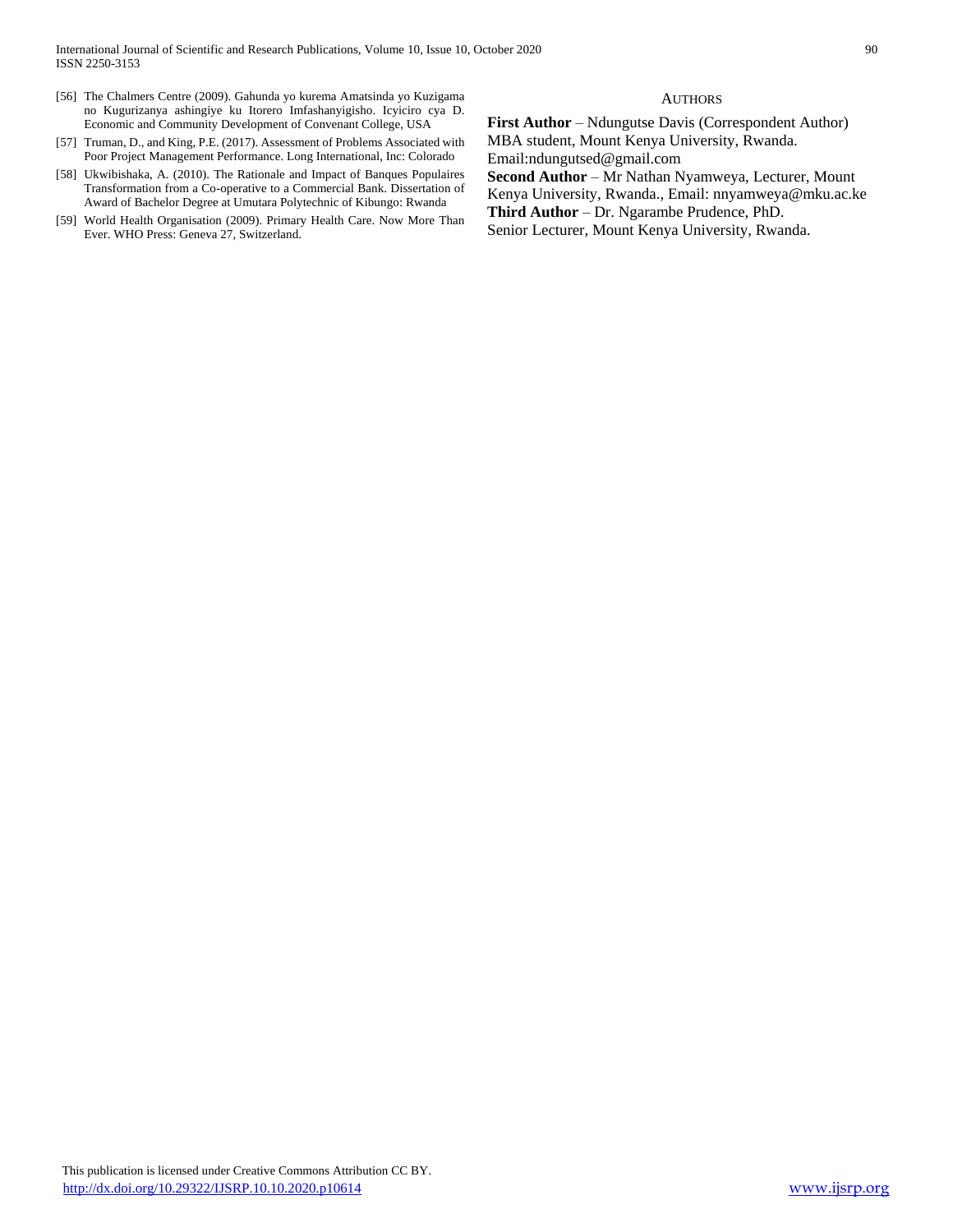[56] The Chalmers Centre (2009). Gahunda yo kurema Amatsinda yo Kuzigama no Kugurizanya ashingiye ku Itorero Imfashanyigisho. Icyiciro cya D. Economic and Community Development of Convenant College, USA

[57] Truman, D., and King, P.E. (2017). Assessment of Problems Associated with Poor Project Management Performance. Long International, Inc: Colorado

[58] Ukwibishaka, A. (2010). The Rationale and Impact of Banques Populaires Transformation from a Co-operative to a Commercial Bank. Dissertation of Award of Bachelor Degree at Umutara Polytechnic of Kibungo: Rwanda

[59] World Health Organisation (2009). Primary Health Care. Now More Than Ever. WHO Press: Geneva 27, Switzerland.

## AUTHORS

**First Author** – Ndungutse Davis (Correspondent Author) MBA student, Mount Kenya University, Rwanda. Email:ndungutsed@gmail.com

**Second Author** – Mr Nathan Nyamweya, Lecturer, Mount Kenya University, Rwanda., Email: nnyamweya@mku.ac.ke

**Third Author** – Dr. Ngarambe Prudence, PhD. Senior Lecturer, Mount Kenya University, Rwanda.